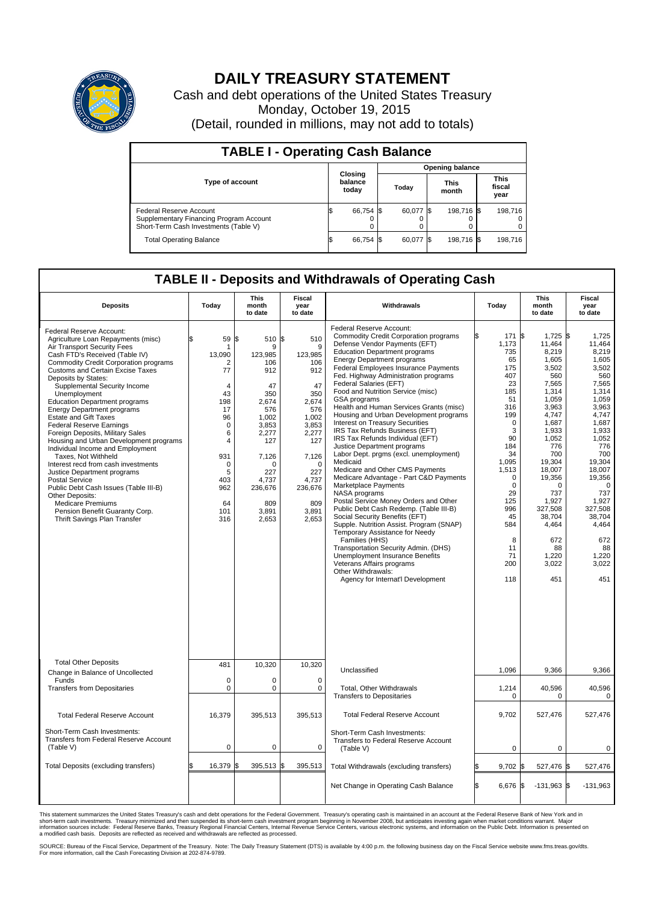# DAILY TREASURY STATEMENT

Cash and debt operations of the United States Treasury

Monday, October 19, 2015

(Detail, rounded in millions, may not add to totals)

## TABLE I - Operating Cash Balance

| Type of account | Closing balance today | Opening balance Today | Opening balance This month | Opening balance This fiscal year |
|---|---|---|---|---|
| Federal Reserve Account | $ 66,754 | $ 60,077 | $ 198,716 | $ 198,716 |
| Supplementary Financing Program Account | 0 | 0 | 0 | 0 |
| Short-Term Cash Investments (Table V) | 0 | 0 | 0 | 0 |
| Total Operating Balance | $ 66,754 | $ 60,077 | $ 198,716 | $ 198,716 |

## TABLE II - Deposits and Withdrawals of Operating Cash

| Deposits | Today | This month to date | Fiscal year to date |
|---|---|---|---|
| Federal Reserve Account: | | | |
| Agriculture Loan Repayments (misc) | $ 59 | $ 510 | $ 510 |
| Air Transport Security Fees | 1 | 9 | 9 |
| Cash FTD's Received (Table IV) | 13,090 | 123,985 | 123,985 |
| Commodity Credit Corporation programs | 2 | 106 | 106 |
| Customs and Certain Excise Taxes | 77 | 912 | 912 |
| Deposits by States: | | | |
| Supplemental Security Income | 4 | 47 | 47 |
| Unemployment | 43 | 350 | 350 |
| Education Department programs | 198 | 2,674 | 2,674 |
| Energy Department programs | 17 | 576 | 576 |
| Estate and Gift Taxes | 96 | 1,002 | 1,002 |
| Federal Reserve Earnings | 0 | 3,853 | 3,853 |
| Foreign Deposits, Military Sales | 6 | 2,277 | 2,277 |
| Housing and Urban Development programs | 4 | 127 | 127 |
| Individual Income and Employment Taxes, Not Withheld | 931 | 7,126 | 7,126 |
| Interest recd from cash investments | 0 | 0 | 0 |
| Justice Department programs | 5 | 227 | 227 |
| Postal Service | 403 | 4,737 | 4,737 |
| Public Debt Cash Issues (Table III-B) | 962 | 236,676 | 236,676 |
| Other Deposits: | | | |
| Medicare Premiums | 64 | 809 | 809 |
| Pension Benefit Guaranty Corp. | 101 | 3,891 | 3,891 |
| Thrift Savings Plan Transfer | 316 | 2,653 | 2,653 |
| Total Other Deposits | 481 | 10,320 | 10,320 |
| Change in Balance of Uncollected Funds | 0 | 0 | 0 |
| Transfers from Depositaries | 0 | 0 | 0 |
| Total Federal Reserve Account | 16,379 | 395,513 | 395,513 |
| Short-Term Cash Investments: Transfers from Federal Reserve Account (Table V) | 0 | 0 | 0 |
| Total Deposits (excluding transfers) | $ 16,379 | $ 395,513 | $ 395,513 |

| Withdrawals | Today | This month to date | Fiscal year to date |
|---|---|---|---|
| Federal Reserve Account: | | | |
| Commodity Credit Corporation programs | $ 171 | $ 1,725 | $ 1,725 |
| Defense Vendor Payments (EFT) | 1,173 | 11,464 | 11,464 |
| Education Department programs | 735 | 8,219 | 8,219 |
| Energy Department programs | 65 | 1,605 | 1,605 |
| Federal Employees Insurance Payments | 175 | 3,502 | 3,502 |
| Fed. Highway Administration programs | 407 | 560 | 560 |
| Federal Salaries (EFT) | 23 | 7,565 | 7,565 |
| Food and Nutrition Service (misc) | 185 | 1,314 | 1,314 |
| GSA programs | 51 | 1,059 | 1,059 |
| Health and Human Services Grants (misc) | 316 | 3,963 | 3,963 |
| Housing and Urban Development programs | 199 | 4,747 | 4,747 |
| Interest on Treasury Securities | 0 | 1,687 | 1,687 |
| IRS Tax Refunds Business (EFT) | 3 | 1,933 | 1,933 |
| IRS Tax Refunds Individual (EFT) | 90 | 1,052 | 1,052 |
| Justice Department programs | 184 | 776 | 776 |
| Labor Dept. prgms (excl. unemployment) | 34 | 700 | 700 |
| Medicaid | 1,095 | 19,304 | 19,304 |
| Medicare and Other CMS Payments | 1,513 | 18,007 | 18,007 |
| Medicare Advantage - Part C&D Payments | 0 | 19,356 | 19,356 |
| Marketplace Payments | 0 | 0 | 0 |
| NASA programs | 29 | 737 | 737 |
| Postal Service Money Orders and Other | 125 | 1,927 | 1,927 |
| Public Debt Cash Redemp. (Table III-B) | 996 | 327,508 | 327,508 |
| Social Security Benefits (EFT) | 45 | 38,704 | 38,704 |
| Supple. Nutrition Assist. Program (SNAP) | 584 | 4,464 | 4,464 |
| Temporary Assistance for Needy Families (HHS) | 8 | 672 | 672 |
| Transportation Security Admin. (DHS) | 11 | 88 | 88 |
| Unemployment Insurance Benefits | 71 | 1,220 | 1,220 |
| Veterans Affairs programs | 200 | 3,022 | 3,022 |
| Other Withdrawals: | | | |
| Agency for Internat'l Development | 118 | 451 | 451 |
| Unclassified | 1,096 | 9,366 | 9,366 |
| Total, Other Withdrawals | 1,214 | 40,596 | 40,596 |
| Transfers to Depositaries | 0 | 0 | 0 |
| Total Federal Reserve Account | 9,702 | 527,476 | 527,476 |
| Short-Term Cash Investments: Transfers to Federal Reserve Account (Table V) | 0 | 0 | 0 |
| Total Withdrawals (excluding transfers) | $ 9,702 | $ 527,476 | $ 527,476 |
| Net Change in Operating Cash Balance | $ 6,676 | $ -131,963 | $ -131,963 |

This statement summarizes the United States Treasury's cash and debt operations for the Federal Government. Treasury's operating cash is maintained in an account at the Federal Reserve Bank of New York and in short-term cash investments. Treasury minimized and then suspended its short-term cash investment program beginning in November 2008, but anticipates investing again when market conditions warrant. Major information sources include: Federal Reserve Banks, Treasury Regional Financial Centers, Internal Revenue Service Centers, various electronic systems, and information on the Public Debt. Information is presented on a modified cash basis. Deposits are reflected as received and withdrawals are reflected as processed.

SOURCE: Bureau of the Fiscal Service, Department of the Treasury. Note: The Daily Treasury Statement (DTS) is available by 4:00 p.m. the following business day on the Fiscal Service website www.fms.treas.gov/dts. For more information, call the Cash Forecasting Division at 202-874-9789.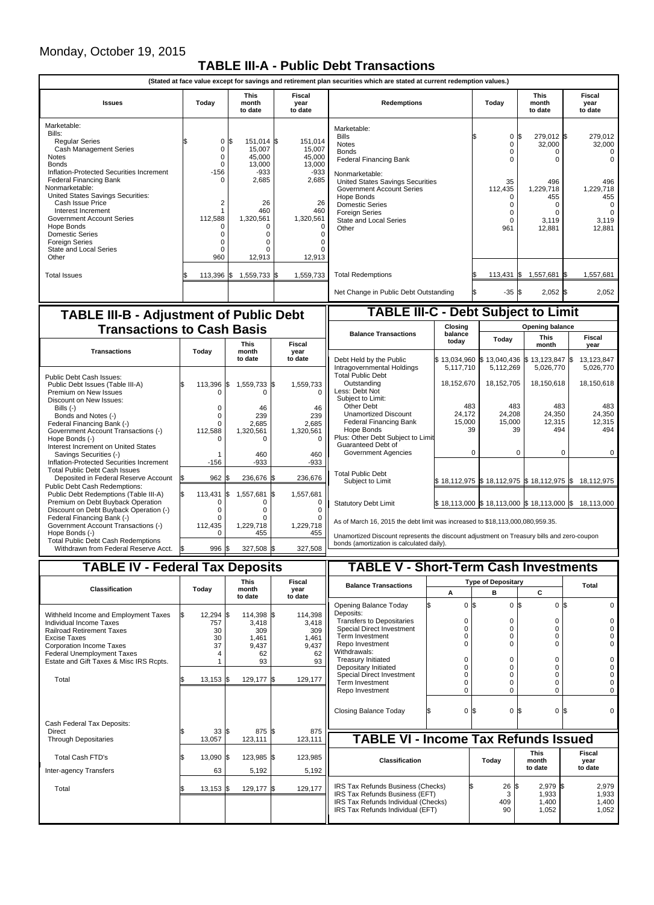Monday, October 19, 2015

# TABLE III-A - Public Debt Transactions

(Stated at face value except for savings and retirement plan securities which are stated at current redemption values.)

| Issues | Today | This month to date | Fiscal year to date |
|---|---|---|---|
| Marketable: | | | |
| Bills: | | | |
| Regular Series | $ 0 | $ 151,014 | $ 151,014 |
| Cash Management Series | 0 | 15,007 | 15,007 |
| Notes | 0 | 45,000 | 45,000 |
| Bonds | 0 | 13,000 | 13,000 |
| Inflation-Protected Securities Increment | -156 | -933 | -933 |
| Federal Financing Bank | 0 | 2,685 | 2,685 |
| Nonmarketable: | | | |
| United States Savings Securities: | | | |
| Cash Issue Price | 2 | 26 | 26 |
| Interest Increment | 1 | 460 | 460 |
| Government Account Series | 112,588 | 1,320,561 | 1,320,561 |
| Hope Bonds | 0 | 0 | 0 |
| Domestic Series | 0 | 0 | 0 |
| Foreign Series | 0 | 0 | 0 |
| State and Local Series | 0 | 0 | 0 |
| Other | 960 | 12,913 | 12,913 |
| Total Issues | $ 113,396 | $ 1,559,733 | $ 1,559,733 |

| Redemptions | Today | This month to date | Fiscal year to date |
|---|---|---|---|
| Marketable: | | | |
| Bills | $ 0 | $ 279,012 | $ 279,012 |
| Notes | 0 | 32,000 | 32,000 |
| Bonds | 0 | 0 | 0 |
| Federal Financing Bank | 0 | 0 | 0 |
| Nonmarketable: | | | |
| United States Savings Securities | 35 | 496 | 496 |
| Government Account Series | 112,435 | 1,229,718 | 1,229,718 |
| Hope Bonds | 0 | 455 | 455 |
| Domestic Series | 0 | 0 | 0 |
| Foreign Series | 0 | 0 | 0 |
| State and Local Series | 0 | 3,119 | 3,119 |
| Other | 961 | 12,881 | 12,881 |
| Total Redemptions | $ 113,431 | $ 1,557,681 | $ 1,557,681 |
| Net Change in Public Debt Outstanding | $ -35 | $ 2,052 | $ 2,052 |

# TABLE III-B - Adjustment of Public Debt Transactions to Cash Basis

| Transactions | Today | This month to date | Fiscal year to date |
|---|---|---|---|
| Public Debt Cash Issues: | | | |
| Public Debt Issues (Table III-A) | $ 113,396 | $ 1,559,733 | $ 1,559,733 |
| Premium on New Issues | 0 | 0 | 0 |
| Discount on New Issues: | | | |
| Bills (-) | 0 | 46 | 46 |
| Bonds and Notes (-) | 0 | 239 | 239 |
| Federal Financing Bank (-) | 0 | 2,685 | 2,685 |
| Government Account Transactions (-) | 112,588 | 1,320,561 | 1,320,561 |
| Hope Bonds (-) | 0 | 0 | 0 |
| Interest Increment on United States Savings Securities (-) | 1 | 460 | 460 |
| Inflation-Protected Securities Increment | -156 | -933 | -933 |
| Total Public Debt Cash Issues Deposited in Federal Reserve Account | $ 962 | $ 236,676 | $ 236,676 |
| Public Debt Cash Redemptions: | | | |
| Public Debt Redemptions (Table III-A) | $ 113,431 | $ 1,557,681 | $ 1,557,681 |
| Premium on Debt Buyback Operation | 0 | 0 | 0 |
| Discount on Debt Buyback Operation (-) | 0 | 0 | 0 |
| Federal Financing Bank (-) | 0 | 0 | 0 |
| Government Account Transactions (-) | 112,435 | 1,229,718 | 1,229,718 |
| Hope Bonds (-) | 0 | 455 | 455 |
| Total Public Debt Cash Redemptions Withdrawn from Federal Reserve Acct. | $ 996 | $ 327,508 | $ 327,508 |

# TABLE III-C - Debt Subject to Limit

| Balance Transactions | Closing balance today | Opening balance Today | Opening balance This month | Opening balance Fiscal year |
|---|---|---|---|---|
| Debt Held by the Public | $ 13,034,960 | $ 13,040,436 | $ 13,123,847 | $ 13,123,847 |
| Intragovernmental Holdings | 5,117,710 | 5,112,269 | 5,026,770 | 5,026,770 |
| Total Public Debt Outstanding | 18,152,670 | 18,152,705 | 18,150,618 | 18,150,618 |
| Less: Debt Not Subject to Limit: | | | | |
| Other Debt | 483 | 483 | 483 | 483 |
| Unamortized Discount | 24,172 | 24,208 | 24,350 | 24,350 |
| Federal Financing Bank | 15,000 | 15,000 | 12,315 | 12,315 |
| Hope Bonds | 39 | 39 | 494 | 494 |
| Plus: Other Debt Subject to Limit | | | | |
| Guaranteed Debt of Government Agencies | 0 | 0 | 0 | 0 |
| Total Public Debt Subject to Limit | $ 18,112,975 | $ 18,112,975 | $ 18,112,975 | $ 18,112,975 |
| Statutory Debt Limit | $ 18,113,000 | $ 18,113,000 | $ 18,113,000 | $ 18,113,000 |

As of March 16, 2015 the debt limit was increased to $18,113,000,080,959.35.

Unamortized Discount represents the discount adjustment on Treasury bills and zero-coupon bonds (amortization is calculated daily).

# TABLE IV - Federal Tax Deposits

| Classification | Today | This month to date | Fiscal year to date |
|---|---|---|---|
| Withheld Income and Employment Taxes | $ 12,294 | $ 114,398 | $ 114,398 |
| Individual Income Taxes | 757 | 3,418 | 3,418 |
| Railroad Retirement Taxes | 30 | 309 | 309 |
| Excise Taxes | 30 | 1,461 | 1,461 |
| Corporation Income Taxes | 37 | 9,437 | 9,437 |
| Federal Unemployment Taxes | 4 | 62 | 62 |
| Estate and Gift Taxes & Misc IRS Rcpts. | 1 | 93 | 93 |
| Total | $ 13,153 | $ 129,177 | $ 129,177 |
| Cash Federal Tax Deposits: | | | |
| Direct | $ 33 | $ 875 | $ 875 |
| Through Depositaries | 13,057 | 123,111 | 123,111 |
| Total Cash FTD's | $ 13,090 | $ 123,985 | $ 123,985 |
| Inter-agency Transfers | 63 | 5,192 | 5,192 |
| Total | $ 13,153 | $ 129,177 | $ 129,177 |

# TABLE V - Short-Term Cash Investments

| Balance Transactions | Type of Depositary A | Type of Depositary B | Type of Depositary C | Total |
|---|---|---|---|---|
| Opening Balance Today | $ 0 | $ 0 | $ 0 | $ 0 |
| Deposits: | | | | |
| Transfers to Depositaries | 0 | 0 | 0 | 0 |
| Special Direct Investment | 0 | 0 | 0 | 0 |
| Term Investment | 0 | 0 | 0 | 0 |
| Repo Investment | 0 | 0 | 0 | 0 |
| Withdrawals: | | | | |
| Treasury Initiated | 0 | 0 | 0 | 0 |
| Depositary Initiated | 0 | 0 | 0 | 0 |
| Special Direct Investment | 0 | 0 | 0 | 0 |
| Term Investment | 0 | 0 | 0 | 0 |
| Repo Investment | 0 | 0 | 0 | 0 |
| Closing Balance Today | $ 0 | $ 0 | $ 0 | $ 0 |

# TABLE VI - Income Tax Refunds Issued

| Classification | Today | This month to date | Fiscal year to date |
|---|---|---|---|
| IRS Tax Refunds Business (Checks) | $ 26 | $ 2,979 | $ 2,979 |
| IRS Tax Refunds Business (EFT) | 3 | 1,933 | 1,933 |
| IRS Tax Refunds Individual (Checks) | 409 | 1,400 | 1,400 |
| IRS Tax Refunds Individual (EFT) | 90 | 1,052 | 1,052 |